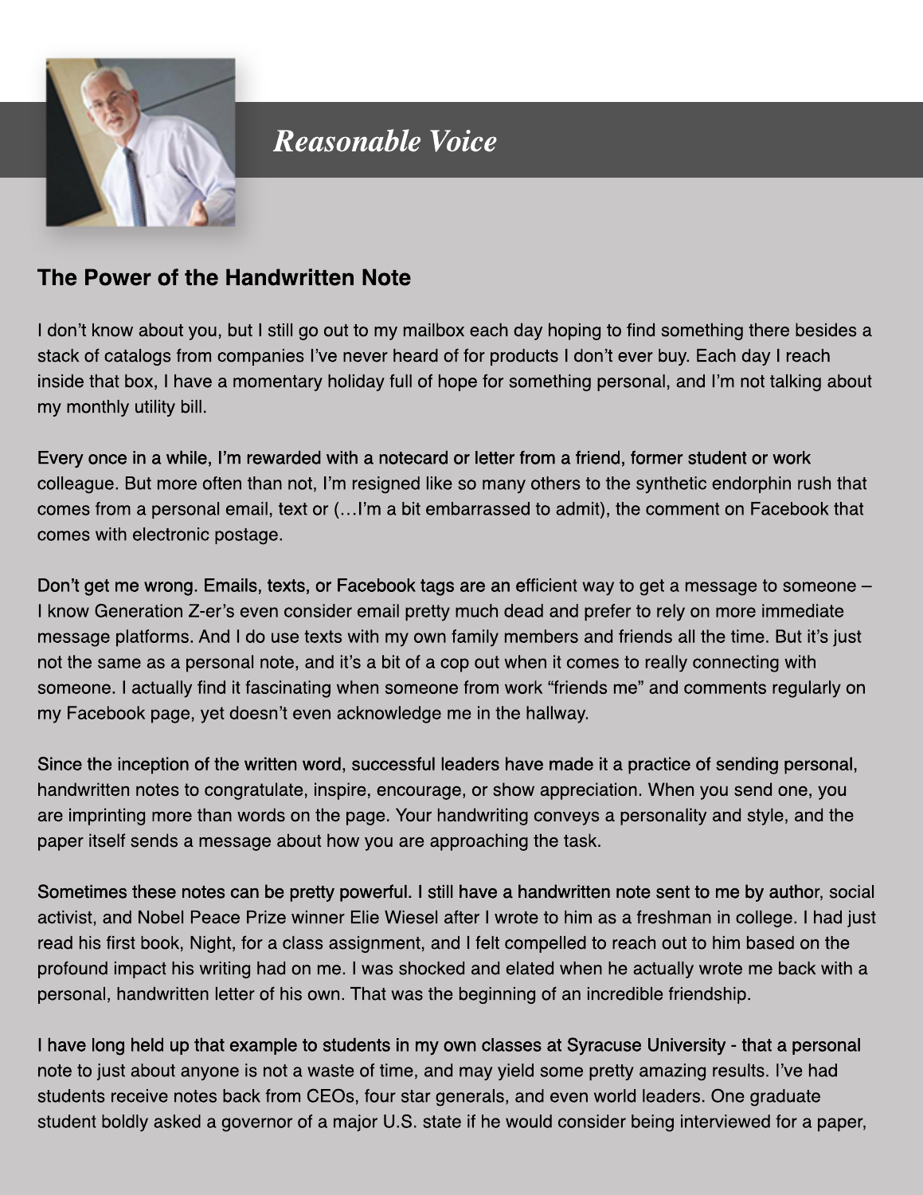*Reasonable Voice*

## The Power of the Handwritten Note

I don't know about you, but I still go out to my mailbox each day hoping to find something there besides a stack of catalogs from companies I've never heard of for products I don't ever buy. Each day I reach inside that box, I have a momentary holiday full of hope for something personal, and I'm not talking about my monthly utility bill.

Every once in a while, I'm rewarded with a notecard or letter from a friend, former student or work colleague. But more often than not, I'm resigned like so many others to the synthetic endorphin rush that comes from a personal email, text or (…I'm a bit embarrassed to admit), the comment on Facebook that comes with electronic postage.

Don't get me wrong. Emails, texts, or Facebook tags are an efficient way to get a message to someone – I know Generation Z-er's even consider email pretty much dead and prefer to rely on more immediate message platforms. And I do use texts with my own family members and friends all the time. But it's just not the same as a personal note, and it's a bit of a cop out when it comes to really connecting with someone. I actually find it fascinating when someone from work "friends me" and comments regularly on my Facebook page, yet doesn't even acknowledge me in the hallway.

Since the inception of the written word, successful leaders have made it a practice of sending personal, handwritten notes to congratulate, inspire, encourage, or show appreciation. When you send one, you are imprinting more than words on the page. Your handwriting conveys a personality and style, and the paper itself sends a message about how you are approaching the task.

Sometimes these notes can be pretty powerful. I still have a handwritten note sent to me by author, social activist, and Nobel Peace Prize winner Elie Wiesel after I wrote to him as a freshman in college. I had just read his first book, Night, for a class assignment, and I felt compelled to reach out to him based on the profound impact his writing had on me. I was shocked and elated when he actually wrote me back with a personal, handwritten letter of his own. That was the beginning of an incredible friendship.

I have long held up that example to students in my own classes at Syracuse University - that a personal note to just about anyone is not a waste of time, and may yield some pretty amazing results. I've had students receive notes back from CEOs, four star generals, and even world leaders. One graduate student boldly asked a governor of a major U.S. state if he would consider being interviewed for a paper,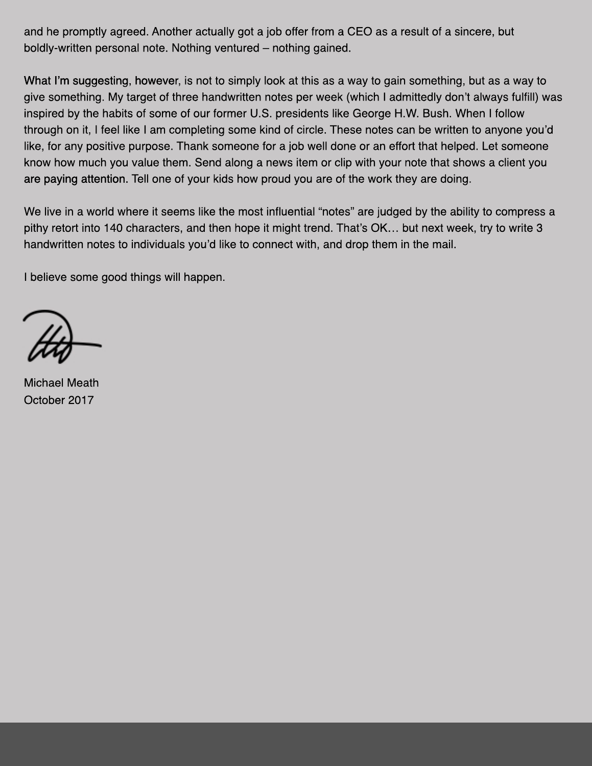and he promptly agreed. Another actually got a job offer from a CEO as a result of a sincere, but boldly-written personal note. Nothing ventured – nothing gained.

What I'm suggesting, however, is not to simply look at this as a way to gain something, but as a way to give something. My target of three handwritten notes per week (which I admittedly don't always fulfill) was inspired by the habits of some of our former U.S. presidents like George H.W. Bush. When I follow through on it, I feel like I am completing some kind of circle. These notes can be written to anyone you'd like, for any positive purpose. Thank someone for a job well done or an effort that helped. Let someone know how much you value them. Send along a news item or clip with your note that shows a client you are paying attention. Tell one of your kids how proud you are of the work they are doing.

We live in a world where it seems like the most influential "notes" are judged by the ability to compress a pithy retort into 140 characters, and then hope it might trend. That's OK… but next week, try to write 3 handwritten notes to individuals you'd like to connect with, and drop them in the mail.

I believe some good things will happen.

Michael Meath
October 2017